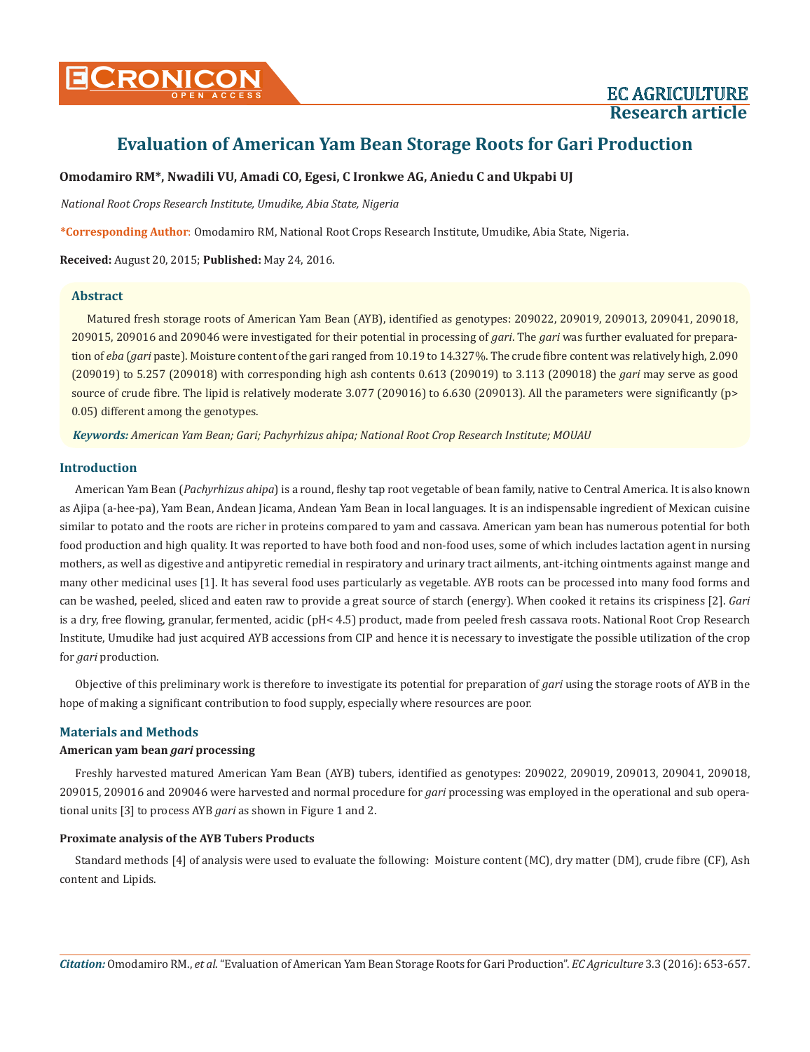# Evaluation of American Yam Bean Storage Roots for Gari Production

**Omodamiro RM*, Nwadili VU, Amadi CO, Egesi, C Ironkwe AG, Aniedu C and Ukpabi UJ**

*National Root Crops Research Institute, Umudike, Abia State, Nigeria*

**\*Corresponding Author:** Omodamiro RM, National Root Crops Research Institute, Umudike, Abia State, Nigeria.

**Received:** August 20, 2015; **Published:** May 24, 2016.

## Abstract

Matured fresh storage roots of American Yam Bean (AYB), identified as genotypes: 209022, 209019, 209013, 209041, 209018, 209015, 209016 and 209046 were investigated for their potential in processing of *gari*. The *gari* was further evaluated for preparation of *eba* (*gari* paste). Moisture content of the gari ranged from 10.19 to 14.327%. The crude fibre content was relatively high, 2.090 (209019) to 5.257 (209018) with corresponding high ash contents 0.613 (209019) to 3.113 (209018) the *gari* may serve as good source of crude fibre. The lipid is relatively moderate 3.077 (209016) to 6.630 (209013). All the parameters were significantly ($p > 0.05$) different among the genotypes.

***Keywords:*** *American Yam Bean; Gari; Pachyrhizus ahipa; National Root Crop Research Institute; MOUAU*

## Introduction

American Yam Bean (*Pachyrhizus ahipa*) is a round, fleshy tap root vegetable of bean family, native to Central America. It is also known as Ajipa (a-hee-pa), Yam Bean, Andean Jicama, Andean Yam Bean in local languages. It is an indispensable ingredient of Mexican cuisine similar to potato and the roots are richer in proteins compared to yam and cassava. American yam bean has numerous potential for both food production and high quality. It was reported to have both food and non-food uses, some of which includes lactation agent in nursing mothers, as well as digestive and antipyretic remedial in respiratory and urinary tract ailments, ant-itching ointments against mange and many other medicinal uses [1]. It has several food uses particularly as vegetable. AYB roots can be processed into many food forms and can be washed, peeled, sliced and eaten raw to provide a great source of starch (energy). When cooked it retains its crispiness [2]. *Gari* is a dry, free flowing, granular, fermented, acidic (pH< 4.5) product, made from peeled fresh cassava roots. National Root Crop Research Institute, Umudike had just acquired AYB accessions from CIP and hence it is necessary to investigate the possible utilization of the crop for *gari* production.

Objective of this preliminary work is therefore to investigate its potential for preparation of *gari* using the storage roots of AYB in the hope of making a significant contribution to food supply, especially where resources are poor.

## Materials and Methods

### American yam bean *gari* processing

Freshly harvested matured American Yam Bean (AYB) tubers, identified as genotypes: 209022, 209019, 209013, 209041, 209018, 209015, 209016 and 209046 were harvested and normal procedure for *gari* processing was employed in the operational and sub operational units [3] to process AYB *gari* as shown in Figure 1 and 2.

### Proximate analysis of the AYB Tubers Products

Standard methods [4] of analysis were used to evaluate the following: Moisture content (MC), dry matter (DM), crude fibre (CF), Ash content and Lipids.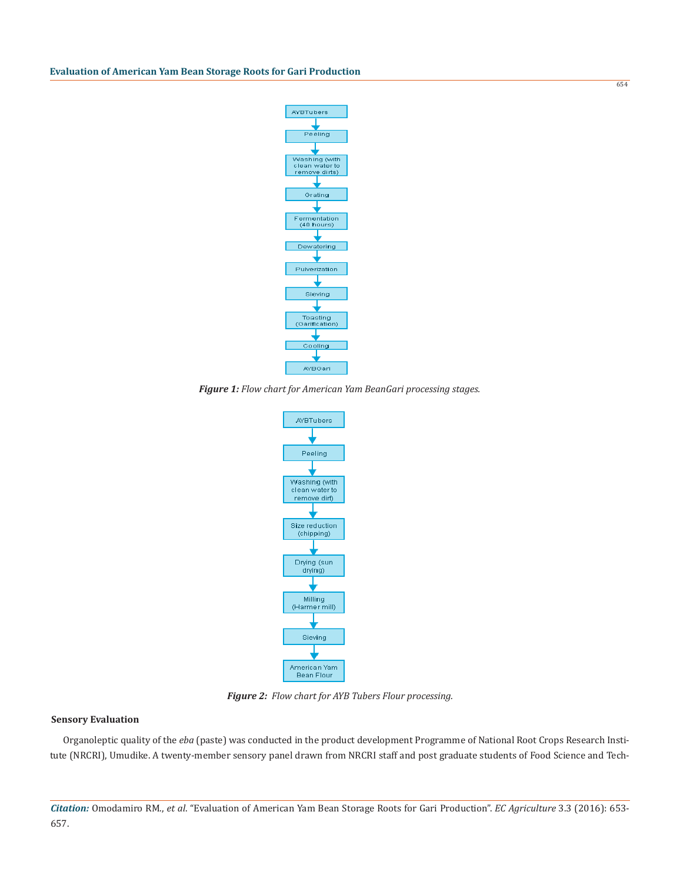AYBTubers → Peeling → Washing (with clean water to remove dirts) → Grating → Fermentation (48 hours) → Dewatering → Pulverization → Sieving → Toasting (Garification) → Cooling → AYBGari

***Figure 1:*** *Flow chart for American Yam BeanGari processing stages.*

AYBTubers → Peeling → Washing (with clean water to remove dirt) → Size reduction (chipping) → Drying (sun drying) → Milling (Harmer mill) → Sieving → American Yam Bean Flour

***Figure 2:*** *Flow chart for AYB Tubers Flour processing.*

**Sensory Evaluation**

Organoleptic quality of the *eba* (paste) was conducted in the product development Programme of National Root Crops Research Institute (NRCRI), Umudike. A twenty-member sensory panel drawn from NRCRI staff and post graduate students of Food Science and Tech-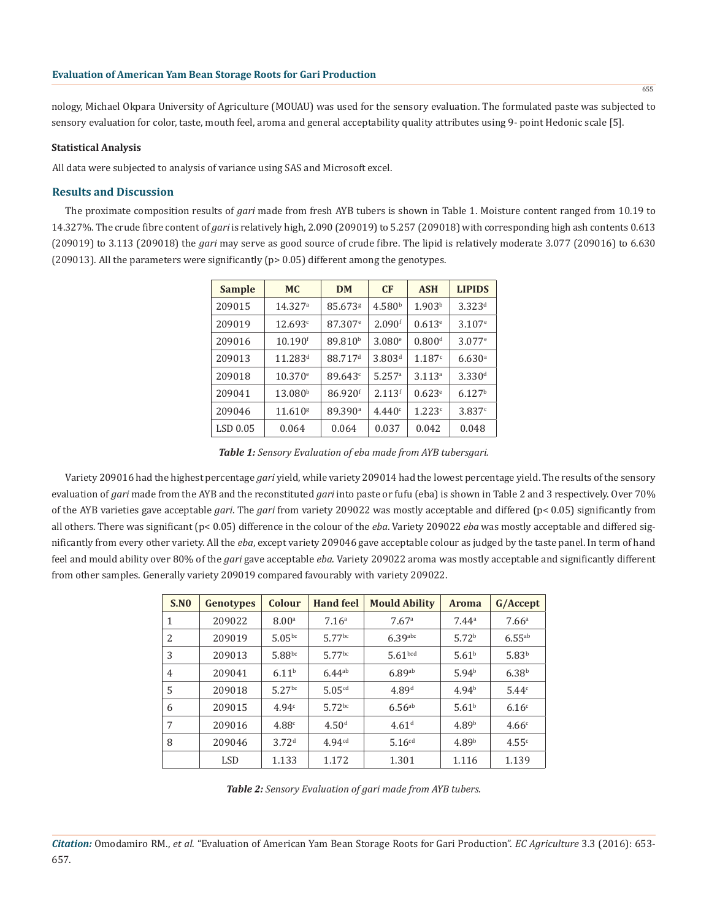nology, Michael Okpara University of Agriculture (MOUAU) was used for the sensory evaluation. The formulated paste was subjected to sensory evaluation for color, taste, mouth feel, aroma and general acceptability quality attributes using 9- point Hedonic scale [5].

#### Statistical Analysis

All data were subjected to analysis of variance using SAS and Microsoft excel.

## Results and Discussion

The proximate composition results of *gari* made from fresh AYB tubers is shown in Table 1. Moisture content ranged from 10.19 to 14.327%. The crude fibre content of *gari* is relatively high, 2.090 (209019) to 5.257 (209018) with corresponding high ash contents 0.613 (209019) to 3.113 (209018) the *gari* may serve as good source of crude fibre. The lipid is relatively moderate 3.077 (209016) to 6.630 (209013). All the parameters were significantly ($p > 0.05$) different among the genotypes.

| Sample | MC | DM | CF | ASH | LIPIDS |
|---|---|---|---|---|---|
| 209015 | 14.327$^{a}$ | 85.673$^{g}$ | 4.580$^{b}$ | 1.903$^{b}$ | 3.323$^{d}$ |
| 209019 | 12.693$^{c}$ | 87.307$^{e}$ | 2.090$^{f}$ | 0.613$^{e}$ | 3.107$^{e}$ |
| 209016 | 10.190$^{f}$ | 89.810$^{b}$ | 3.080$^{e}$ | 0.800$^{d}$ | 3.077$^{e}$ |
| 209013 | 11.283$^{d}$ | 88.717$^{d}$ | 3.803$^{d}$ | 1.187$^{c}$ | 6.630$^{a}$ |
| 209018 | 10.370$^{e}$ | 89.643$^{c}$ | 5.257$^{a}$ | 3.113$^{a}$ | 3.330$^{d}$ |
| 209041 | 13.080$^{b}$ | 86.920$^{f}$ | 2.113$^{f}$ | 0.623$^{e}$ | 6.127$^{b}$ |
| 209046 | 11.610$^{g}$ | 89.390$^{a}$ | 4.440$^{c}$ | 1.223$^{c}$ | 3.837$^{c}$ |
| LSD 0.05 | 0.064 | 0.064 | 0.037 | 0.042 | 0.048 |

***Table 1:** Sensory Evaluation of eba made from AYB tubersgari.*

Variety 209016 had the highest percentage *gari* yield, while variety 209014 had the lowest percentage yield. The results of the sensory evaluation of *gari* made from the AYB and the reconstituted *gari* into paste or fufu (eba) is shown in Table 2 and 3 respectively. Over 70% of the AYB varieties gave acceptable *gari*. The *gari* from variety 209022 was mostly acceptable and differed ($p < 0.05$) significantly from all others. There was significant ($p < 0.05$) difference in the colour of the *eba*. Variety 209022 *eba* was mostly acceptable and differed significantly from every other variety. All the *eba*, except variety 209046 gave acceptable colour as judged by the taste panel. In term of hand feel and mould ability over 80% of the *gari* gave acceptable *eba*. Variety 209022 aroma was mostly acceptable and significantly different from other samples. Generally variety 209019 compared favourably with variety 209022.

| S.N0 | Genotypes | Colour | Hand feel | Mould Ability | Aroma | G/Accept |
|---|---|---|---|---|---|---|
| 1 | 209022 | 8.00$^{a}$ | 7.16$^{a}$ | 7.67$^{a}$ | 7.44$^{a}$ | 7.66$^{a}$ |
| 2 | 209019 | 5.05$^{bc}$ | 5.77$^{bc}$ | 6.39$^{abc}$ | 5.72$^{b}$ | 6.55$^{ab}$ |
| 3 | 209013 | 5.88$^{bc}$ | 5.77$^{bc}$ | 5.61$^{bcd}$ | 5.61$^{b}$ | 5.83$^{b}$ |
| 4 | 209041 | 6.11$^{b}$ | 6.44$^{ab}$ | 6.89$^{ab}$ | 5.94$^{b}$ | 6.38$^{b}$ |
| 5 | 209018 | 5.27$^{bc}$ | 5.05$^{cd}$ | 4.89$^{d}$ | 4.94$^{b}$ | 5.44$^{c}$ |
| 6 | 209015 | 4.94$^{c}$ | 5.72$^{bc}$ | 6.56$^{ab}$ | 5.61$^{b}$ | 6.16$^{c}$ |
| 7 | 209016 | 4.88$^{c}$ | 4.50$^{d}$ | 4.61$^{d}$ | 4.89$^{b}$ | 4.66$^{c}$ |
| 8 | 209046 | 3.72$^{d}$ | 4.94$^{cd}$ | 5.16$^{cd}$ | 4.89$^{b}$ | 4.55$^{c}$ |
| | LSD | 1.133 | 1.172 | 1.301 | 1.116 | 1.139 |

***Table 2:** Sensory Evaluation of gari made from AYB tubers.*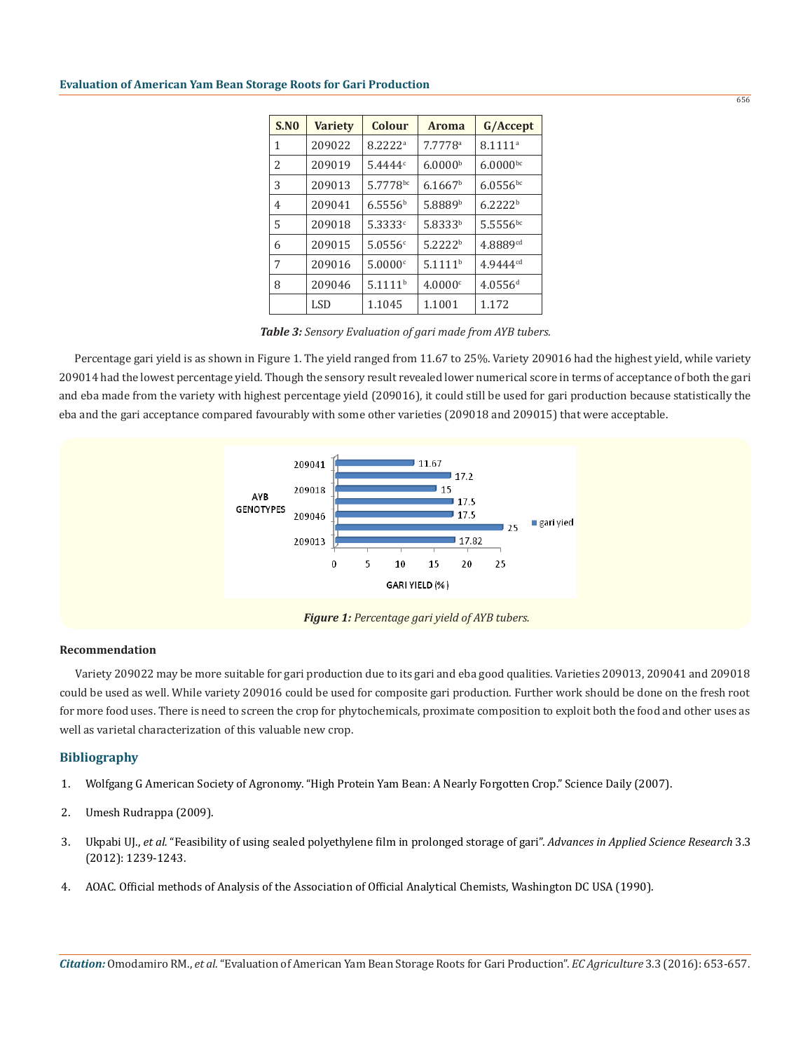| S.N0 | Variety | Colour | Aroma | G/Accept |
|---|---|---|---|---|
| 1 | 209022 | 8.2222[a] | 7.7778[a] | 8.1111[a] |
| 2 | 209019 | 5.4444[c] | 6.0000[b] | 6.0000[bc] |
| 3 | 209013 | 5.7778[bc] | 6.1667[b] | 6.0556[bc] |
| 4 | 209041 | 6.5556[b] | 5.8889[b] | 6.2222[b] |
| 5 | 209018 | 5.3333[c] | 5.8333[b] | 5.5556[bc] |
| 6 | 209015 | 5.0556[c] | 5.2222[b] | 4.8889[cd] |
| 7 | 209016 | 5.0000[c] | 5.1111[b] | 4.9444[cd] |
| 8 | 209046 | 5.1111[b] | 4.0000[c] | 4.0556[d] |
|  | LSD | 1.1045 | 1.1001 | 1.172 |

***Table 3:*** *Sensory Evaluation of gari made from AYB tubers.*

Percentage gari yield is as shown in Figure 1. The yield ranged from 11.67 to 25%. Variety 209016 had the highest yield, while variety 209014 had the lowest percentage yield. Though the sensory result revealed lower numerical score in terms of acceptance of both the gari and eba made from the variety with highest percentage yield (209016), it could still be used for gari production because statistically the eba and the gari acceptance compared favourably with some other varieties (209018 and 209015) that were acceptable.

***Figure 1:*** *Percentage gari yield of AYB tubers.*

### Recommendation

Variety 209022 may be more suitable for gari production due to its gari and eba good qualities. Varieties 209013, 209041 and 209018 could be used as well. While variety 209016 could be used for composite gari production. Further work should be done on the fresh root for more food uses. There is need to screen the crop for phytochemicals, proximate composition to exploit both the food and other uses as well as varietal characterization of this valuable new crop.

## Bibliography

1. Wolfgang G American Society of Agronomy. "High Protein Yam Bean: A Nearly Forgotten Crop." Science Daily (2007).
2. Umesh Rudrappa (2009).
3. Ukpabi UJ., *et al.* "Feasibility of using sealed polyethylene film in prolonged storage of gari". *Advances in Applied Science Research* 3.3 (2012): 1239-1243.
4. AOAC. Official methods of Analysis of the Association of Official Analytical Chemists, Washington DC USA (1990).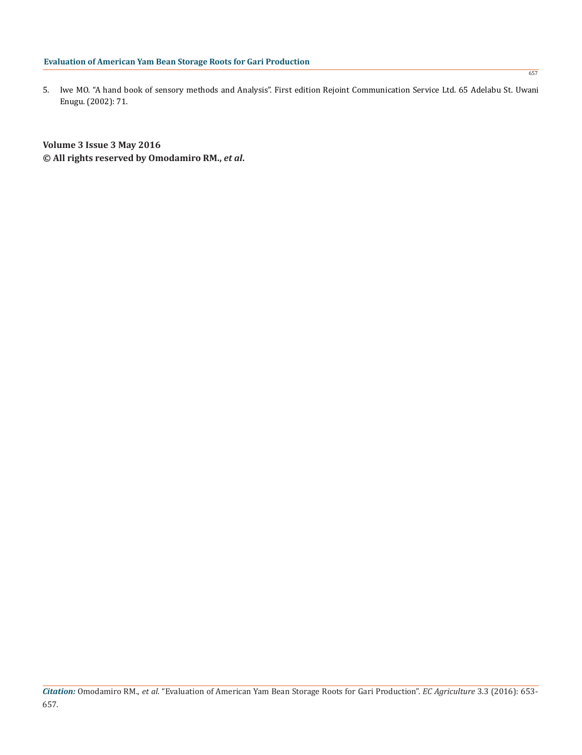5. Iwe MO. "A hand book of sensory methods and Analysis". First edition Rejoint Communication Service Ltd. 65 Adelabu St. Uwani Enugu. (2002): 71.

**Volume 3 Issue 3 May 2016**
**© All rights reserved by Omodamiro RM., *et al*.**